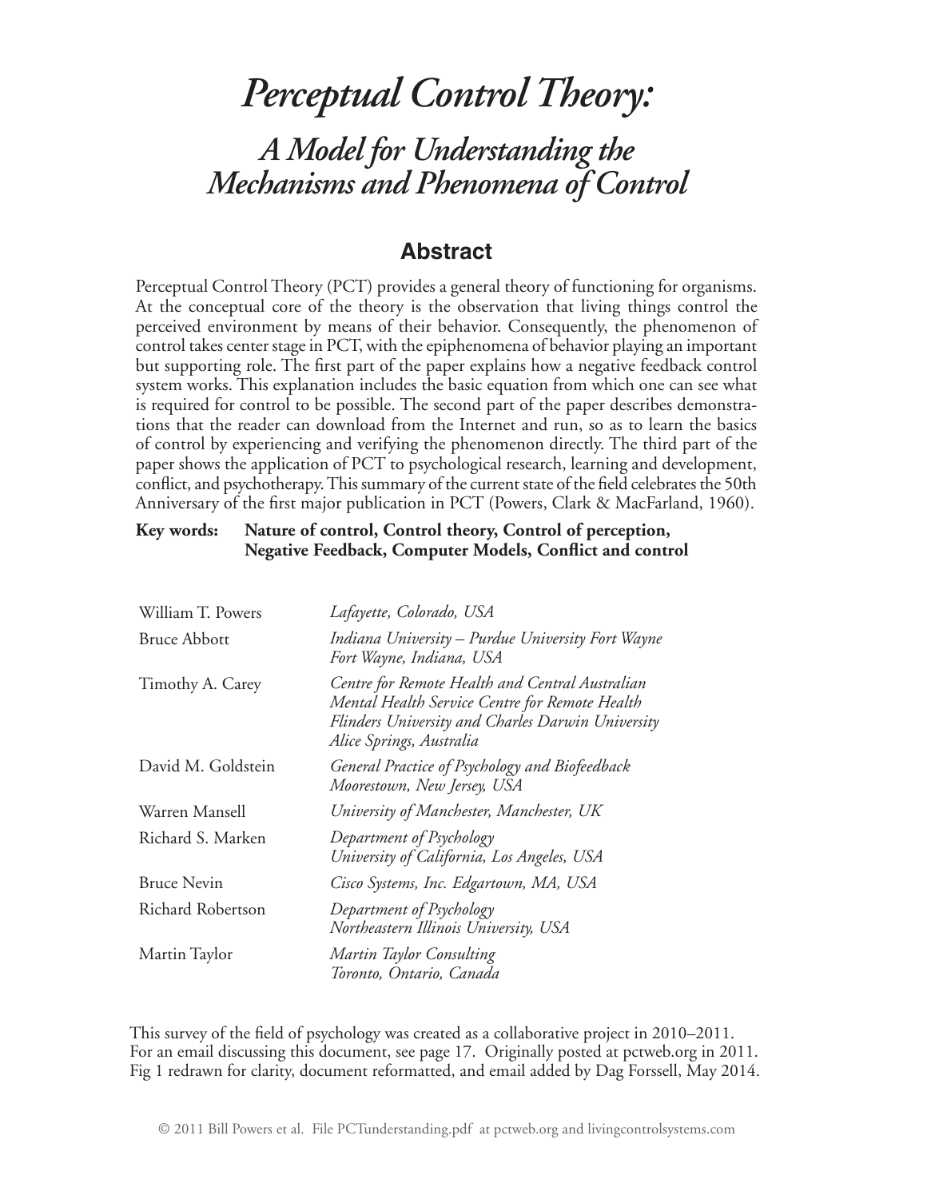# *Perceptual Control Theory:*

## *A Model for Understanding the Mechanisms and Phenomena of Control*

## Abstract

Perceptual Control Theory (PCT) provides a general theory of functioning for organisms. At the conceptual core of the theory is the observation that living things control the perceived environment by means of their behavior. Consequently, the phenomenon of control takes center stage in PCT, with the epiphenomena of behavior playing an important but supporting role. The first part of the paper explains how a negative feedback control system works. This explanation includes the basic equation from which one can see what is required for control to be possible. The second part of the paper describes demonstrations that the reader can download from the Internet and run, so as to learn the basics of control by experiencing and verifying the phenomenon directly. The third part of the paper shows the application of PCT to psychological research, learning and development, conflict, and psychotherapy. This summary of the current state of the field celebrates the 50th Anniversary of the first major publication in PCT (Powers, Clark & MacFarland, 1960).

**Key words: Nature of control, Control theory, Control of perception, Negative Feedback, Computer Models, Conflict and control**

| | |
|---|---|
| William T. Powers | *Lafayette, Colorado, USA* |
| Bruce Abbott | *Indiana University – Purdue University Fort Wayne Fort Wayne, Indiana, USA* |
| Timothy A. Carey | *Centre for Remote Health and Central Australian Mental Health Service Centre for Remote Health Flinders University and Charles Darwin University Alice Springs, Australia* |
| David M. Goldstein | *General Practice of Psychology and Biofeedback Moorestown, New Jersey, USA* |
| Warren Mansell | *University of Manchester, Manchester, UK* |
| Richard S. Marken | *Department of Psychology University of California, Los Angeles, USA* |
| Bruce Nevin | *Cisco Systems, Inc. Edgartown, MA, USA* |
| Richard Robertson | *Department of Psychology Northeastern Illinois University, USA* |
| Martin Taylor | *Martin Taylor Consulting Toronto, Ontario, Canada* |

This survey of the field of psychology was created as a collaborative project in 2010–2011. For an email discussing this document, see page 17. Originally posted at pctweb.org in 2011. Fig 1 redrawn for clarity, document reformatted, and email added by Dag Forssell, May 2014.

© 2011 Bill Powers et al. File PCTunderstanding.pdf at pctweb.org and livingcontrolsystems.com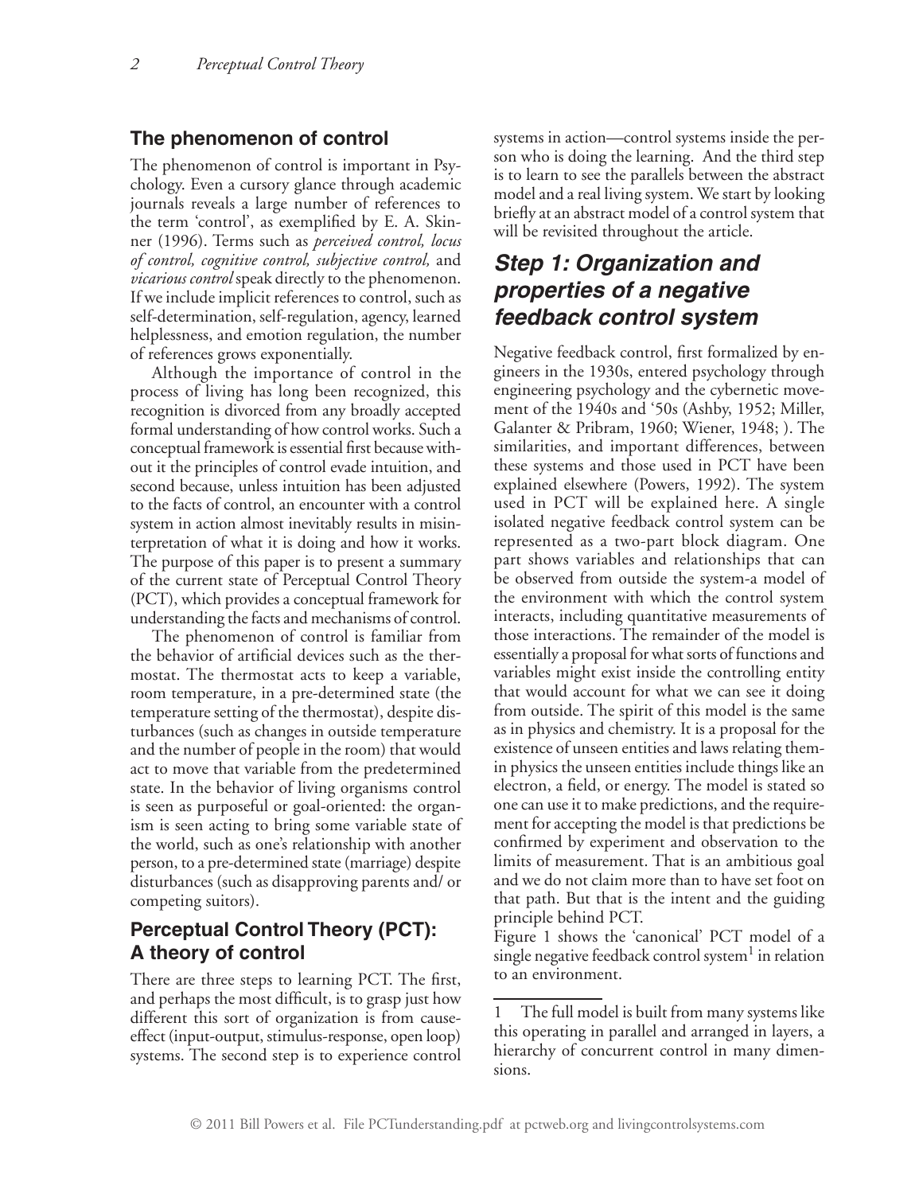## The phenomenon of control

The phenomenon of control is important in Psychology. Even a cursory glance through academic journals reveals a large number of references to the term 'control', as exemplified by E. A. Skinner (1996). Terms such as *perceived control, locus of control, cognitive control, subjective control,* and *vicarious control* speak directly to the phenomenon. If we include implicit references to control, such as self-determination, self-regulation, agency, learned helplessness, and emotion regulation, the number of references grows exponentially.

Although the importance of control in the process of living has long been recognized, this recognition is divorced from any broadly accepted formal understanding of how control works. Such a conceptual framework is essential first because without it the principles of control evade intuition, and second because, unless intuition has been adjusted to the facts of control, an encounter with a control system in action almost inevitably results in misinterpretation of what it is doing and how it works. The purpose of this paper is to present a summary of the current state of Perceptual Control Theory (PCT), which provides a conceptual framework for understanding the facts and mechanisms of control.

The phenomenon of control is familiar from the behavior of artificial devices such as the thermostat. The thermostat acts to keep a variable, room temperature, in a pre-determined state (the temperature setting of the thermostat), despite disturbances (such as changes in outside temperature and the number of people in the room) that would act to move that variable from the predetermined state. In the behavior of living organisms control is seen as purposeful or goal-oriented: the organism is seen acting to bring some variable state of the world, such as one's relationship with another person, to a pre-determined state (marriage) despite disturbances (such as disapproving parents and/ or competing suitors).

## Perceptual Control Theory (PCT): A theory of control

There are three steps to learning PCT. The first, and perhaps the most difficult, is to grasp just how different this sort of organization is from cause-effect (input-output, stimulus-response, open loop) systems. The second step is to experience control systems in action—control systems inside the person who is doing the learning. And the third step is to learn to see the parallels between the abstract model and a real living system. We start by looking briefly at an abstract model of a control system that will be revisited throughout the article.

## *Step 1: Organization and properties of a negative feedback control system*

Negative feedback control, first formalized by engineers in the 1930s, entered psychology through engineering psychology and the cybernetic movement of the 1940s and '50s (Ashby, 1952; Miller, Galanter & Pribram, 1960; Wiener, 1948; ). The similarities, and important differences, between these systems and those used in PCT have been explained elsewhere (Powers, 1992). The system used in PCT will be explained here. A single isolated negative feedback control system can be represented as a two-part block diagram. One part shows variables and relationships that can be observed from outside the system-a model of the environment with which the control system interacts, including quantitative measurements of those interactions. The remainder of the model is essentially a proposal for what sorts of functions and variables might exist inside the controlling entity that would account for what we can see it doing from outside. The spirit of this model is the same as in physics and chemistry. It is a proposal for the existence of unseen entities and laws relating them-in physics the unseen entities include things like an electron, a field, or energy. The model is stated so one can use it to make predictions, and the requirement for accepting the model is that predictions be confirmed by experiment and observation to the limits of measurement. That is an ambitious goal and we do not claim more than to have set foot on that path. But that is the intent and the guiding principle behind PCT.

Figure 1 shows the 'canonical' PCT model of a single negative feedback control system[1] in relation to an environment.

---

1 The full model is built from many systems like this operating in parallel and arranged in layers, a hierarchy of concurrent control in many dimensions.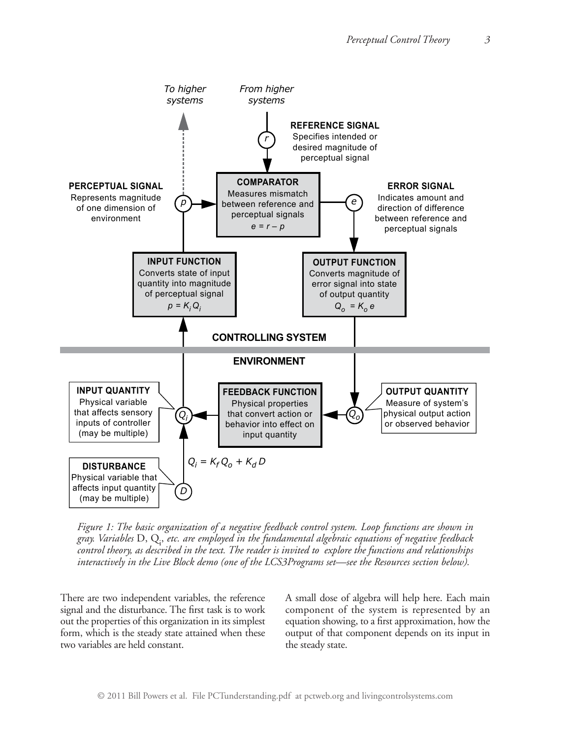To higher systems

From higher systems

**REFERENCE SIGNAL**
Specifies intended or desired magnitude of perceptual signal

$r$

**PERCEPTUAL SIGNAL**
Represents magnitude of one dimension of environment

$p$

**COMPARATOR**
Measures mismatch between reference and perceptual signals
$e = r - p$

$e$

**ERROR SIGNAL**
Indicates amount and direction of difference between reference and perceptual signals

**INPUT FUNCTION**
Converts state of input quantity into magnitude of perceptual signal
$p = K_i Q_i$

**OUTPUT FUNCTION**
Converts magnitude of error signal into state of output quantity
$Q_o = K_o e$

**CONTROLLING SYSTEM**

**ENVIRONMENT**

**INPUT QUANTITY**
Physical variable that affects sensory inputs of controller (may be multiple)

$Q_i$

**FEEDBACK FUNCTION**
Physical properties that convert action or behavior into effect on input quantity

$Q_o$

**OUTPUT QUANTITY**
Measure of system's physical output action or observed behavior

$Q_i = K_f Q_o + K_d D$

**DISTURBANCE**
Physical variable that affects input quantity (may be multiple)

$D$

*Figure 1: The basic organization of a negative feedback control system. Loop functions are shown in gray. Variables* D, $Q_i$, *etc. are employed in the fundamental algebraic equations of negative feedback control theory, as described in the text. The reader is invited to explore the functions and relationships interactively in the Live Block demo (one of the LCS3Programs set—see the Resources section below).*

There are two independent variables, the reference signal and the disturbance. The first task is to work out the properties of this organization in its simplest form, which is the steady state attained when these two variables are held constant.

A small dose of algebra will help here. Each main component of the system is represented by an equation showing, to a first approximation, how the output of that component depends on its input in the steady state.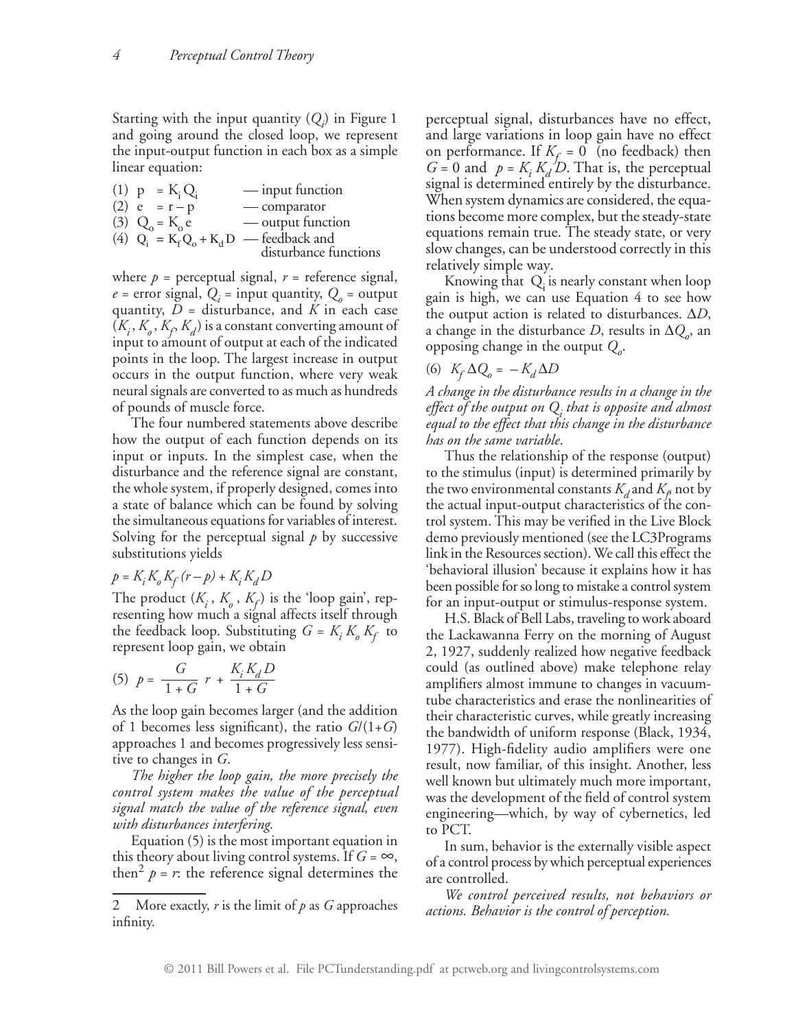Starting with the input quantity ($Q_i$) in Figure 1 and going around the closed loop, we represent the input-output function in each box as a simple linear equation:

(1) $p = K_i Q_i$ — input function
(2) $e = r - p$ — comparator
(3) $Q_o = K_o e$ — output function
(4) $Q_i = K_f Q_o + K_d D$ — feedback and disturbance functions

where $p$ = perceptual signal, $r$ = reference signal, $e$ = error signal, $Q_i$ = input quantity, $Q_o$ = output quantity, $D$ = disturbance, and $K$ in each case ($K_i$, $K_o$, $K_f$, $K_d$) is a constant converting amount of input to amount of output at each of the indicated points in the loop. The largest increase in output occurs in the output function, where very weak neural signals are converted to as much as hundreds of pounds of muscle force.

The four numbered statements above describe how the output of each function depends on its input or inputs. In the simplest case, when the disturbance and the reference signal are constant, the whole system, if properly designed, comes into a state of balance which can be found by solving the simultaneous equations for variables of interest. Solving for the perceptual signal $p$ by successive substitutions yields

$$p = K_i K_o K_f (r - p) + K_i K_d D$$

The product ($K_i$, $K_o$, $K_f$) is the 'loop gain', representing how much a signal affects itself through the feedback loop. Substituting $G = K_i K_o K_f$ to represent loop gain, we obtain

$$(5) \quad p = \frac{G}{1+G}\, r + \frac{K_i K_d D}{1+G}$$

As the loop gain becomes larger (and the addition of 1 becomes less significant), the ratio $G/(1+G)$ approaches 1 and becomes progressively less sensitive to changes in $G$.

*The higher the loop gain, the more precisely the control system makes the value of the perceptual signal match the value of the reference signal, even with disturbances interfering.*

Equation (5) is the most important equation in this theory about living control systems. If $G = \infty$, then[2] $p = r$: the reference signal determines the perceptual signal, disturbances have no effect, and large variations in loop gain have no effect on performance. If $K_f = 0$ (no feedback) then $G = 0$ and $p = K_i K_d D$. That is, the perceptual signal is determined entirely by the disturbance. When system dynamics are considered, the equations become more complex, but the steady-state equations remain true. The steady state, or very slow changes, can be understood correctly in this relatively simple way.

Knowing that $Q_i$ is nearly constant when loop gain is high, we can use Equation 4 to see how the output action is related to disturbances. $\Delta D$, a change in the disturbance $D$, results in $\Delta Q_o$, an opposing change in the output $Q_o$.

$$(6) \quad K_f \Delta Q_o = -K_d \Delta D$$

*A change in the disturbance results in a change in the effect of the output on $Q_i$ that is opposite and almost equal to the effect that this change in the disturbance has on the same variable.*

Thus the relationship of the response (output) to the stimulus (input) is determined primarily by the two environmental constants $K_d$ and $K_f$, not by the actual input-output characteristics of the control system. This may be verified in the Live Block demo previously mentioned (see the LC3Programs link in the Resources section). We call this effect the 'behavioral illusion' because it explains how it has been possible for so long to mistake a control system for an input-output or stimulus-response system.

H.S. Black of Bell Labs, traveling to work aboard the Lackawanna Ferry on the morning of August 2, 1927, suddenly realized how negative feedback could (as outlined above) make telephone relay amplifiers almost immune to changes in vacuum-tube characteristics and erase the nonlinearities of their characteristic curves, while greatly increasing the bandwidth of uniform response (Black, 1934, 1977). High-fidelity audio amplifiers were one result, now familiar, of this insight. Another, less well known but ultimately much more important, was the development of the field of control system engineering—which, by way of cybernetics, led to PCT.

In sum, behavior is the externally visible aspect of a control process by which perceptual experiences are controlled.

*We control perceived results, not behaviors or actions. Behavior is the control of perception.*

---

2 More exactly, $r$ is the limit of $p$ as $G$ approaches infinity.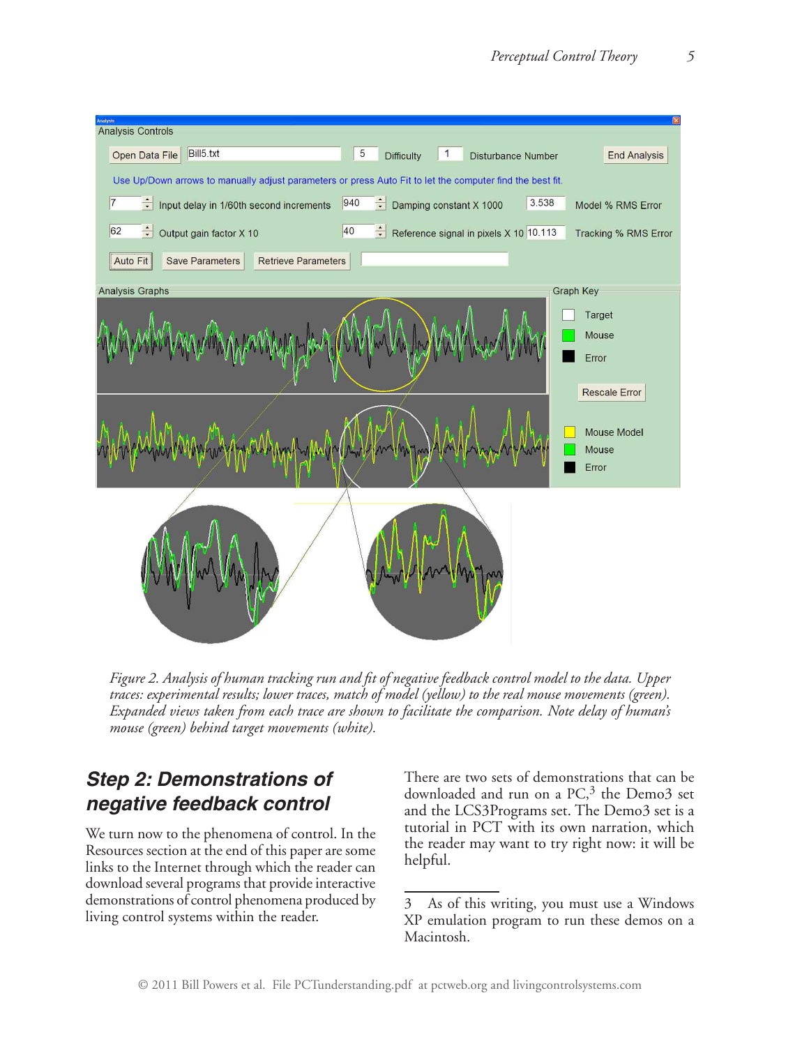Analysis Controls

Open Data File Bill5.txt 5 Difficulty 1 Disturbance Number End Analysis

Use Up/Down arrows to manually adjust parameters or press Auto Fit to let the computer find the best fit.

7 Input delay in 1/60th second increments 940 Damping constant X 1000 3.538 Model % RMS Error

62 Output gain factor X 10 40 Reference signal in pixels X 10 10.113 Tracking % RMS Error

Auto Fit Save Parameters Retrieve Parameters

Analysis Graphs

Graph Key

Target

Mouse

Error

Rescale Error

Mouse Model

Mouse

Error

*Figure 2. Analysis of human tracking run and fit of negative feedback control model to the data. Upper traces: experimental results; lower traces, match of model (yellow) to the real mouse movements (green). Expanded views taken from each trace are shown to facilitate the comparison. Note delay of human's mouse (green) behind target movements (white).*

## Step 2: Demonstrations of negative feedback control

We turn now to the phenomena of control. In the Resources section at the end of this paper are some links to the Internet through which the reader can download several programs that provide interactive demonstrations of control phenomena produced by living control systems within the reader.

There are two sets of demonstrations that can be downloaded and run on a PC,[3] the Demo3 set and the LCS3Programs set. The Demo3 set is a tutorial in PCT with its own narration, which the reader may want to try right now: it will be helpful.

---

3 As of this writing, you must use a Windows XP emulation program to run these demos on a Macintosh.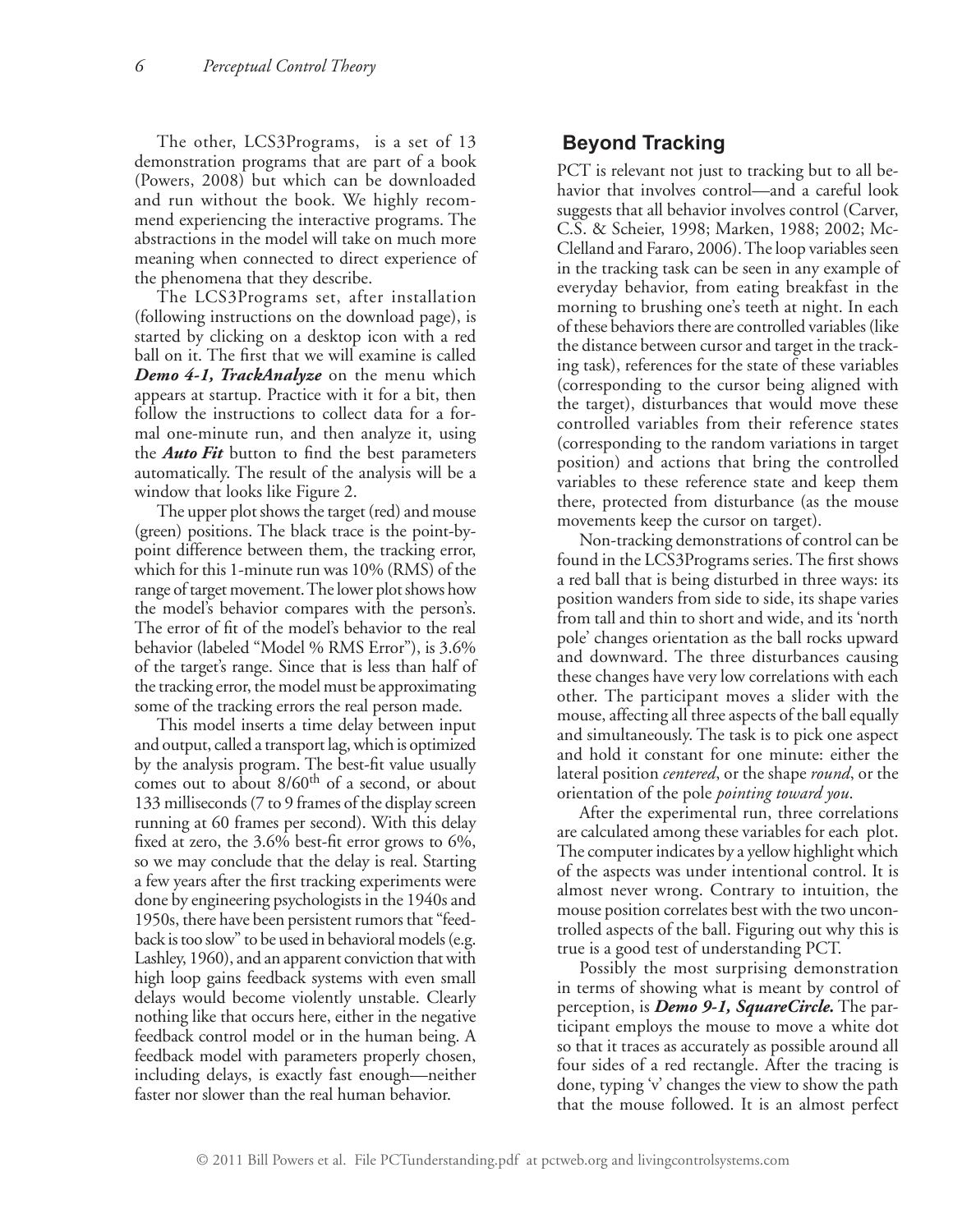The other, LCS3Programs, is a set of 13 demonstration programs that are part of a book (Powers, 2008) but which can be downloaded and run without the book. We highly recommend experiencing the interactive programs. The abstractions in the model will take on much more meaning when connected to direct experience of the phenomena that they describe.

The LCS3Programs set, after installation (following instructions on the download page), is started by clicking on a desktop icon with a red ball on it. The first that we will examine is called ***Demo 4-1, TrackAnalyze*** on the menu which appears at startup. Practice with it for a bit, then follow the instructions to collect data for a formal one-minute run, and then analyze it, using the ***Auto Fit*** button to find the best parameters automatically. The result of the analysis will be a window that looks like Figure 2.

The upper plot shows the target (red) and mouse (green) positions. The black trace is the point-by-point difference between them, the tracking error, which for this 1-minute run was 10% (RMS) of the range of target movement. The lower plot shows how the model's behavior compares with the person's. The error of fit of the model's behavior to the real behavior (labeled "Model % RMS Error"), is 3.6% of the target's range. Since that is less than half of the tracking error, the model must be approximating some of the tracking errors the real person made.

This model inserts a time delay between input and output, called a transport lag, which is optimized by the analysis program. The best-fit value usually comes out to about 8/60$^{th}$ of a second, or about 133 milliseconds (7 to 9 frames of the display screen running at 60 frames per second). With this delay fixed at zero, the 3.6% best-fit error grows to 6%, so we may conclude that the delay is real. Starting a few years after the first tracking experiments were done by engineering psychologists in the 1940s and 1950s, there have been persistent rumors that "feedback is too slow" to be used in behavioral models (e.g. Lashley, 1960), and an apparent conviction that with high loop gains feedback systems with even small delays would become violently unstable. Clearly nothing like that occurs here, either in the negative feedback control model or in the human being. A feedback model with parameters properly chosen, including delays, is exactly fast enough—neither faster nor slower than the real human behavior.

## Beyond Tracking

PCT is relevant not just to tracking but to all behavior that involves control—and a careful look suggests that all behavior involves control (Carver, C.S. & Scheier, 1998; Marken, 1988; 2002; McClelland and Fararo, 2006). The loop variables seen in the tracking task can be seen in any example of everyday behavior, from eating breakfast in the morning to brushing one's teeth at night. In each of these behaviors there are controlled variables (like the distance between cursor and target in the tracking task), references for the state of these variables (corresponding to the cursor being aligned with the target), disturbances that would move these controlled variables from their reference states (corresponding to the random variations in target position) and actions that bring the controlled variables to these reference state and keep them there, protected from disturbance (as the mouse movements keep the cursor on target).

Non-tracking demonstrations of control can be found in the LCS3Programs series. The first shows a red ball that is being disturbed in three ways: its position wanders from side to side, its shape varies from tall and thin to short and wide, and its 'north pole' changes orientation as the ball rocks upward and downward. The three disturbances causing these changes have very low correlations with each other. The participant moves a slider with the mouse, affecting all three aspects of the ball equally and simultaneously. The task is to pick one aspect and hold it constant for one minute: either the lateral position *centered*, or the shape *round*, or the orientation of the pole *pointing toward you*.

After the experimental run, three correlations are calculated among these variables for each plot. The computer indicates by a yellow highlight which of the aspects was under intentional control. It is almost never wrong. Contrary to intuition, the mouse position correlates best with the two uncontrolled aspects of the ball. Figuring out why this is true is a good test of understanding PCT.

Possibly the most surprising demonstration in terms of showing what is meant by control of perception, is ***Demo 9-1, SquareCircle.*** The participant employs the mouse to move a white dot so that it traces as accurately as possible around all four sides of a red rectangle. After the tracing is done, typing 'v' changes the view to show the path that the mouse followed. It is an almost perfect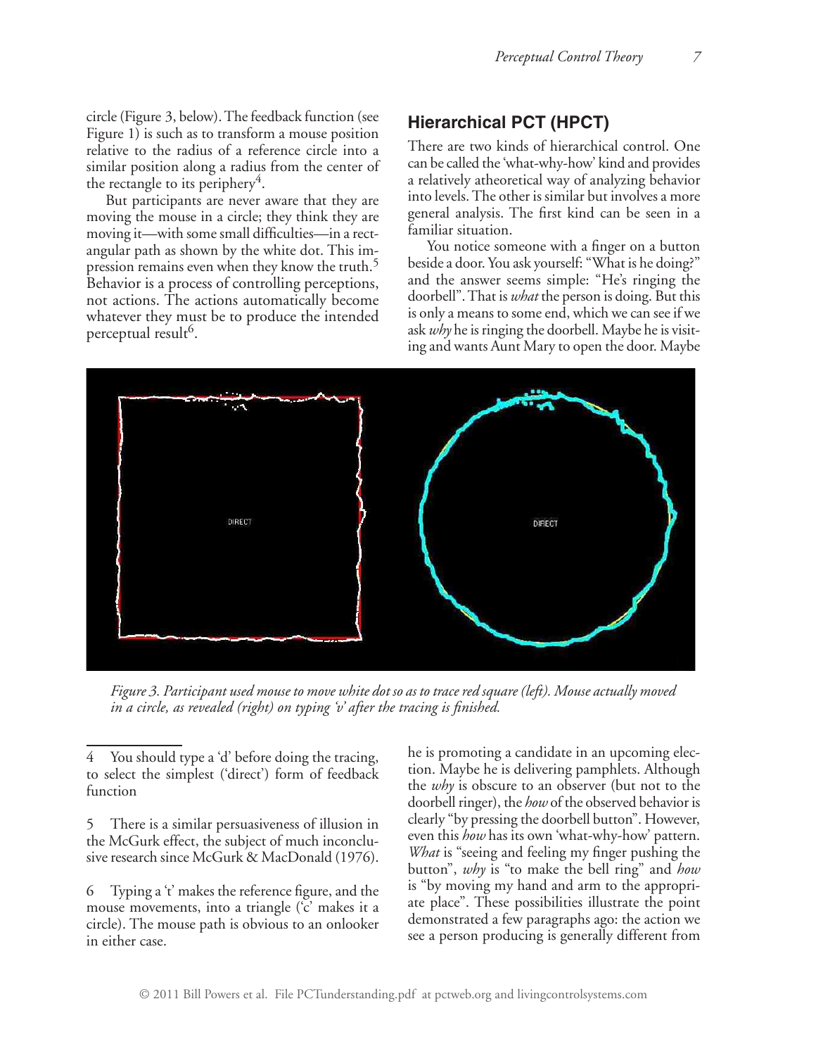circle (Figure 3, below). The feedback function (see Figure 1) is such as to transform a mouse position relative to the radius of a reference circle into a similar position along a radius from the center of the rectangle to its periphery[4].

But participants are never aware that they are moving the mouse in a circle; they think they are moving it—with some small difficulties—in a rectangular path as shown by the white dot. This impression remains even when they know the truth.[5] Behavior is a process of controlling perceptions, not actions. The actions automatically become whatever they must be to produce the intended perceptual result[6].

DIRECT

DIRECT

*Figure 3. Participant used mouse to move white dot so as to trace red square (left). Mouse actually moved in a circle, as revealed (right) on typing 'v' after the tracing is finished.*

## Hierarchical PCT (HPCT)

There are two kinds of hierarchical control. One can be called the 'what-why-how' kind and provides a relatively atheoretical way of analyzing behavior into levels. The other is similar but involves a more general analysis. The first kind can be seen in a familiar situation.

You notice someone with a finger on a button beside a door. You ask yourself: "What is he doing?" and the answer seems simple: "He's ringing the doorbell". That is *what* the person is doing. But this is only a means to some end, which we can see if we ask *why* he is ringing the doorbell. Maybe he is visiting and wants Aunt Mary to open the door. Maybe he is promoting a candidate in an upcoming election. Maybe he is delivering pamphlets. Although the *why* is obscure to an observer (but not to the doorbell ringer), the *how* of the observed behavior is clearly "by pressing the doorbell button". However, even this *how* has its own 'what-why-how' pattern. *What* is "seeing and feeling my finger pushing the button", *why* is "to make the bell ring" and *how* is "by moving my hand and arm to the appropriate place". These possibilities illustrate the point demonstrated a few paragraphs ago: the action we see a person producing is generally different from

---

4 You should type a 'd' before doing the tracing, to select the simplest ('direct') form of feedback function

5 There is a similar persuasiveness of illusion in the McGurk effect, the subject of much inconclusive research since McGurk & MacDonald (1976).

6 Typing a 't' makes the reference figure, and the mouse movements, into a triangle ('c' makes it a circle). The mouse path is obvious to an onlooker in either case.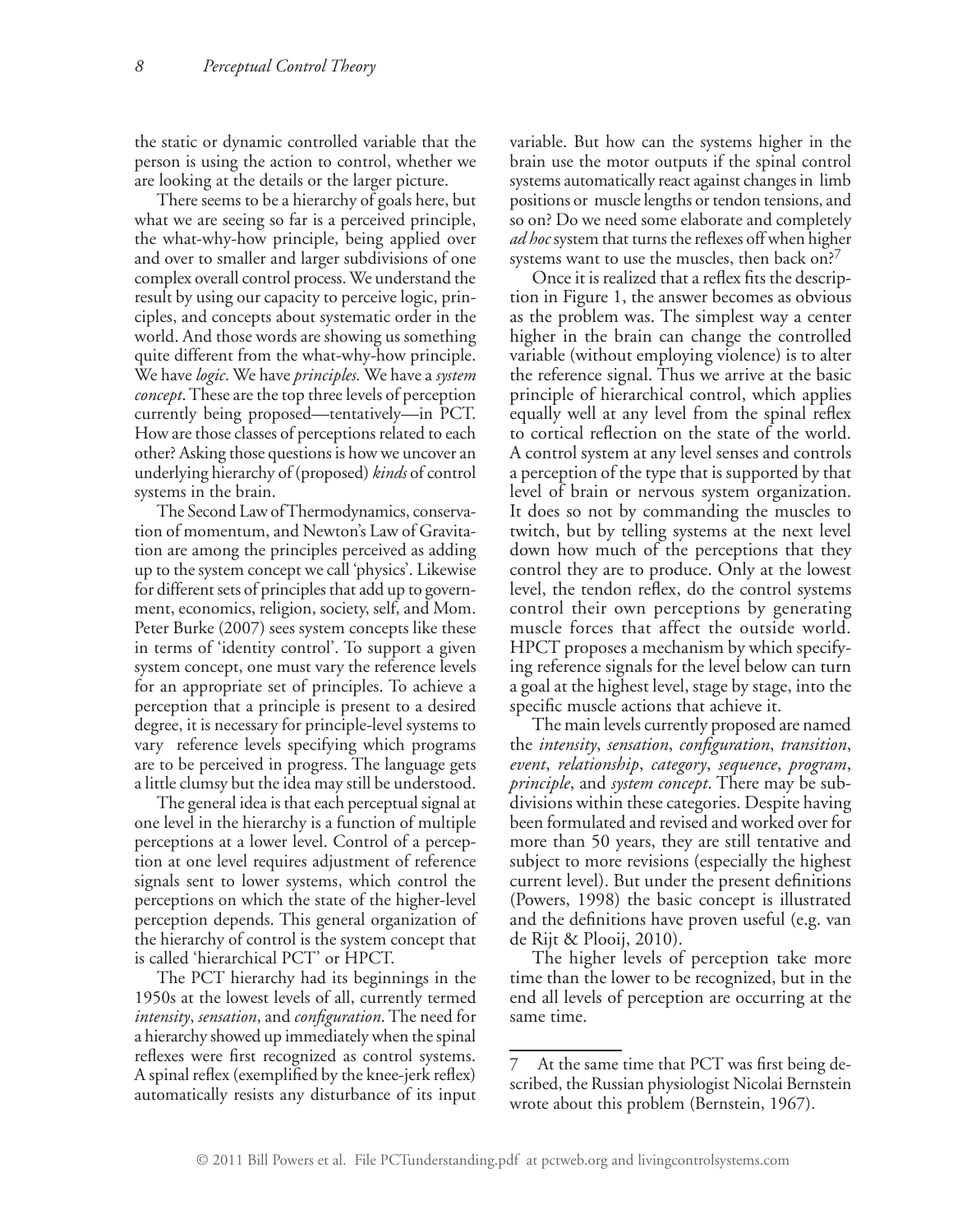the static or dynamic controlled variable that the person is using the action to control, whether we are looking at the details or the larger picture.

There seems to be a hierarchy of goals here, but what we are seeing so far is a perceived principle, the what-why-how principle, being applied over and over to smaller and larger subdivisions of one complex overall control process. We understand the result by using our capacity to perceive logic, principles, and concepts about systematic order in the world. And those words are showing us something quite different from the what-why-how principle. We have *logic*. We have *principles.* We have a *system concept*. These are the top three levels of perception currently being proposed—tentatively—in PCT. How are those classes of perceptions related to each other? Asking those questions is how we uncover an underlying hierarchy of (proposed) *kinds* of control systems in the brain.

The Second Law of Thermodynamics, conservation of momentum, and Newton's Law of Gravitation are among the principles perceived as adding up to the system concept we call 'physics'. Likewise for different sets of principles that add up to government, economics, religion, society, self, and Mom. Peter Burke (2007) sees system concepts like these in terms of 'identity control'. To support a given system concept, one must vary the reference levels for an appropriate set of principles. To achieve a perception that a principle is present to a desired degree, it is necessary for principle-level systems to vary reference levels specifying which programs are to be perceived in progress. The language gets a little clumsy but the idea may still be understood.

The general idea is that each perceptual signal at one level in the hierarchy is a function of multiple perceptions at a lower level. Control of a perception at one level requires adjustment of reference signals sent to lower systems, which control the perceptions on which the state of the higher-level perception depends. This general organization of the hierarchy of control is the system concept that is called 'hierarchical PCT' or HPCT.

The PCT hierarchy had its beginnings in the 1950s at the lowest levels of all, currently termed *intensity*, *sensation*, and *configuration*. The need for a hierarchy showed up immediately when the spinal reflexes were first recognized as control systems. A spinal reflex (exemplified by the knee-jerk reflex) automatically resists any disturbance of its input variable. But how can the systems higher in the brain use the motor outputs if the spinal control systems automatically react against changes in limb positions or muscle lengths or tendon tensions, and so on? Do we need some elaborate and completely *ad hoc* system that turns the reflexes off when higher systems want to use the muscles, then back on?[7]

Once it is realized that a reflex fits the description in Figure 1, the answer becomes as obvious as the problem was. The simplest way a center higher in the brain can change the controlled variable (without employing violence) is to alter the reference signal. Thus we arrive at the basic principle of hierarchical control, which applies equally well at any level from the spinal reflex to cortical reflection on the state of the world. A control system at any level senses and controls a perception of the type that is supported by that level of brain or nervous system organization. It does so not by commanding the muscles to twitch, but by telling systems at the next level down how much of the perceptions that they control they are to produce. Only at the lowest level, the tendon reflex, do the control systems control their own perceptions by generating muscle forces that affect the outside world. HPCT proposes a mechanism by which specifying reference signals for the level below can turn a goal at the highest level, stage by stage, into the specific muscle actions that achieve it.

The main levels currently proposed are named the *intensity*, *sensation*, *configuration*, *transition*, *event*, *relationship*, *category*, *sequence*, *program*, *principle*, and *system concept*. There may be subdivisions within these categories. Despite having been formulated and revised and worked over for more than 50 years, they are still tentative and subject to more revisions (especially the highest current level). But under the present definitions (Powers, 1998) the basic concept is illustrated and the definitions have proven useful (e.g. van de Rijt & Plooij, 2010).

The higher levels of perception take more time than the lower to be recognized, but in the end all levels of perception are occurring at the same time.

---

7 At the same time that PCT was first being described, the Russian physiologist Nicolai Bernstein wrote about this problem (Bernstein, 1967).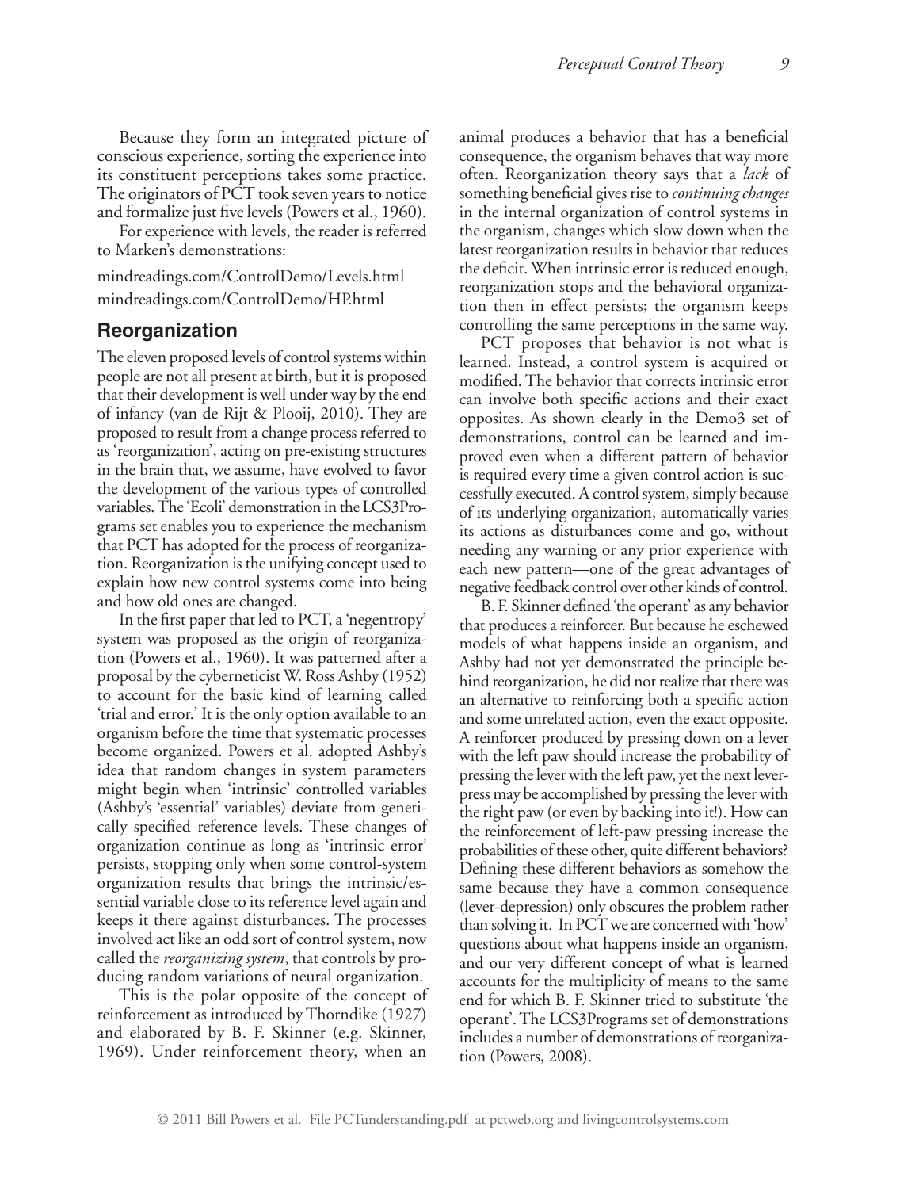Because they form an integrated picture of conscious experience, sorting the experience into its constituent perceptions takes some practice. The originators of PCT took seven years to notice and formalize just five levels (Powers et al., 1960).

For experience with levels, the reader is referred to Marken's demonstrations:

mindreadings.com/ControlDemo/Levels.html
mindreadings.com/ControlDemo/HP.html

## Reorganization

The eleven proposed levels of control systems within people are not all present at birth, but it is proposed that their development is well under way by the end of infancy (van de Rijt & Plooij, 2010). They are proposed to result from a change process referred to as 'reorganization', acting on pre-existing structures in the brain that, we assume, have evolved to favor the development of the various types of controlled variables. The 'Ecoli' demonstration in the LCS3Programs set enables you to experience the mechanism that PCT has adopted for the process of reorganization. Reorganization is the unifying concept used to explain how new control systems come into being and how old ones are changed.

In the first paper that led to PCT, a 'negentropy' system was proposed as the origin of reorganization (Powers et al., 1960). It was patterned after a proposal by the cyberneticist W. Ross Ashby (1952) to account for the basic kind of learning called 'trial and error.' It is the only option available to an organism before the time that systematic processes become organized. Powers et al. adopted Ashby's idea that random changes in system parameters might begin when 'intrinsic' controlled variables (Ashby's 'essential' variables) deviate from genetically specified reference levels. These changes of organization continue as long as 'intrinsic error' persists, stopping only when some control-system organization results that brings the intrinsic/essential variable close to its reference level again and keeps it there against disturbances. The processes involved act like an odd sort of control system, now called the *reorganizing system*, that controls by producing random variations of neural organization.

This is the polar opposite of the concept of reinforcement as introduced by Thorndike (1927) and elaborated by B. F. Skinner (e.g. Skinner, 1969). Under reinforcement theory, when an animal produces a behavior that has a beneficial consequence, the organism behaves that way more often. Reorganization theory says that a *lack* of something beneficial gives rise to *continuing changes* in the internal organization of control systems in the organism, changes which slow down when the latest reorganization results in behavior that reduces the deficit. When intrinsic error is reduced enough, reorganization stops and the behavioral organization then in effect persists; the organism keeps controlling the same perceptions in the same way.

PCT proposes that behavior is not what is learned. Instead, a control system is acquired or modified. The behavior that corrects intrinsic error can involve both specific actions and their exact opposites. As shown clearly in the Demo3 set of demonstrations, control can be learned and improved even when a different pattern of behavior is required every time a given control action is successfully executed. A control system, simply because of its underlying organization, automatically varies its actions as disturbances come and go, without needing any warning or any prior experience with each new pattern—one of the great advantages of negative feedback control over other kinds of control.

B. F. Skinner defined 'the operant' as any behavior that produces a reinforcer. But because he eschewed models of what happens inside an organism, and Ashby had not yet demonstrated the principle behind reorganization, he did not realize that there was an alternative to reinforcing both a specific action and some unrelated action, even the exact opposite. A reinforcer produced by pressing down on a lever with the left paw should increase the probability of pressing the lever with the left paw, yet the next lever-press may be accomplished by pressing the lever with the right paw (or even by backing into it!). How can the reinforcement of left-paw pressing increase the probabilities of these other, quite different behaviors? Defining these different behaviors as somehow the same because they have a common consequence (lever-depression) only obscures the problem rather than solving it. In PCT we are concerned with 'how' questions about what happens inside an organism, and our very different concept of what is learned accounts for the multiplicity of means to the same end for which B. F. Skinner tried to substitute 'the operant'. The LCS3Programs set of demonstrations includes a number of demonstrations of reorganization (Powers, 2008).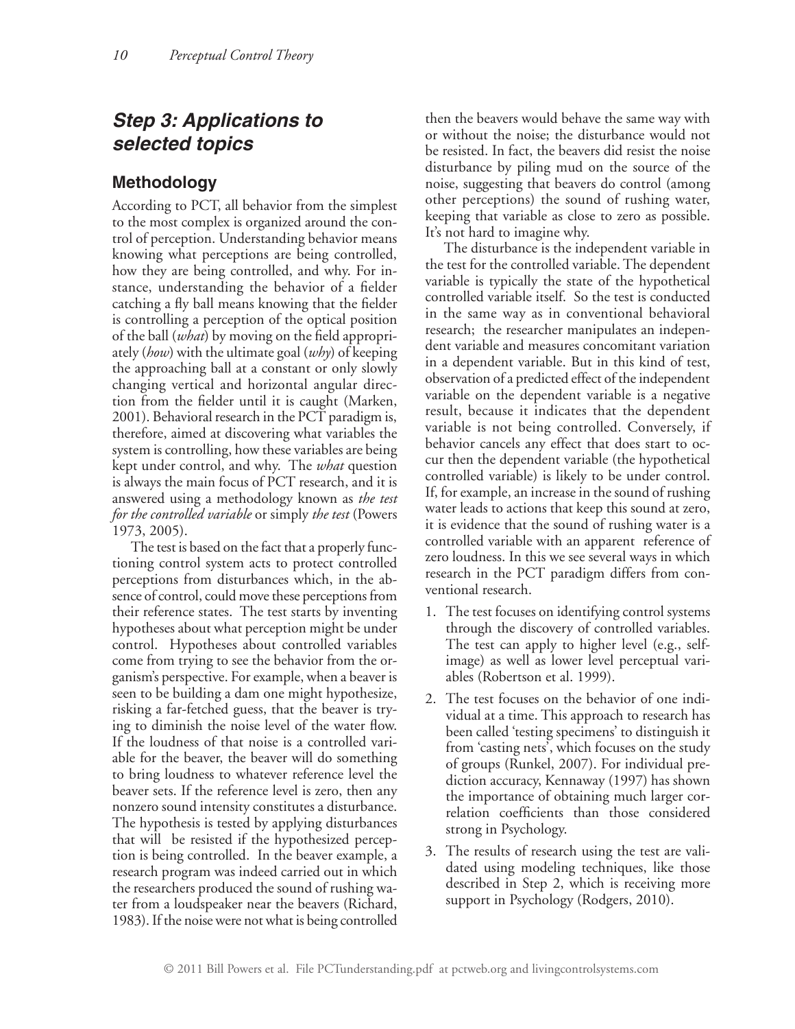## Step 3: Applications to selected topics

### Methodology

According to PCT, all behavior from the simplest to the most complex is organized around the control of perception. Understanding behavior means knowing what perceptions are being controlled, how they are being controlled, and why. For instance, understanding the behavior of a fielder catching a fly ball means knowing that the fielder is controlling a perception of the optical position of the ball (*what*) by moving on the field appropriately (*how*) with the ultimate goal (*why*) of keeping the approaching ball at a constant or only slowly changing vertical and horizontal angular direction from the fielder until it is caught (Marken, 2001). Behavioral research in the PCT paradigm is, therefore, aimed at discovering what variables the system is controlling, how these variables are being kept under control, and why. The *what* question is always the main focus of PCT research, and it is answered using a methodology known as *the test for the controlled variable* or simply *the test* (Powers 1973, 2005).

The test is based on the fact that a properly functioning control system acts to protect controlled perceptions from disturbances which, in the absence of control, could move these perceptions from their reference states. The test starts by inventing hypotheses about what perception might be under control. Hypotheses about controlled variables come from trying to see the behavior from the organism's perspective. For example, when a beaver is seen to be building a dam one might hypothesize, risking a far-fetched guess, that the beaver is trying to diminish the noise level of the water flow. If the loudness of that noise is a controlled variable for the beaver, the beaver will do something to bring loudness to whatever reference level the beaver sets. If the reference level is zero, then any nonzero sound intensity constitutes a disturbance. The hypothesis is tested by applying disturbances that will be resisted if the hypothesized perception is being controlled. In the beaver example, a research program was indeed carried out in which the researchers produced the sound of rushing water from a loudspeaker near the beavers (Richard, 1983). If the noise were not what is being controlled then the beavers would behave the same way with or without the noise; the disturbance would not be resisted. In fact, the beavers did resist the noise disturbance by piling mud on the source of the noise, suggesting that beavers do control (among other perceptions) the sound of rushing water, keeping that variable as close to zero as possible. It's not hard to imagine why.

The disturbance is the independent variable in the test for the controlled variable. The dependent variable is typically the state of the hypothetical controlled variable itself. So the test is conducted in the same way as in conventional behavioral research; the researcher manipulates an independent variable and measures concomitant variation in a dependent variable. But in this kind of test, observation of a predicted effect of the independent variable on the dependent variable is a negative result, because it indicates that the dependent variable is not being controlled. Conversely, if behavior cancels any effect that does start to occur then the dependent variable (the hypothetical controlled variable) is likely to be under control. If, for example, an increase in the sound of rushing water leads to actions that keep this sound at zero, it is evidence that the sound of rushing water is a controlled variable with an apparent reference of zero loudness. In this we see several ways in which research in the PCT paradigm differs from conventional research.

1. The test focuses on identifying control systems through the discovery of controlled variables. The test can apply to higher level (e.g., self-image) as well as lower level perceptual variables (Robertson et al. 1999).
2. The test focuses on the behavior of one individual at a time. This approach to research has been called 'testing specimens' to distinguish it from 'casting nets', which focuses on the study of groups (Runkel, 2007). For individual prediction accuracy, Kennaway (1997) has shown the importance of obtaining much larger correlation coefficients than those considered strong in Psychology.
3. The results of research using the test are validated using modeling techniques, like those described in Step 2, which is receiving more support in Psychology (Rodgers, 2010).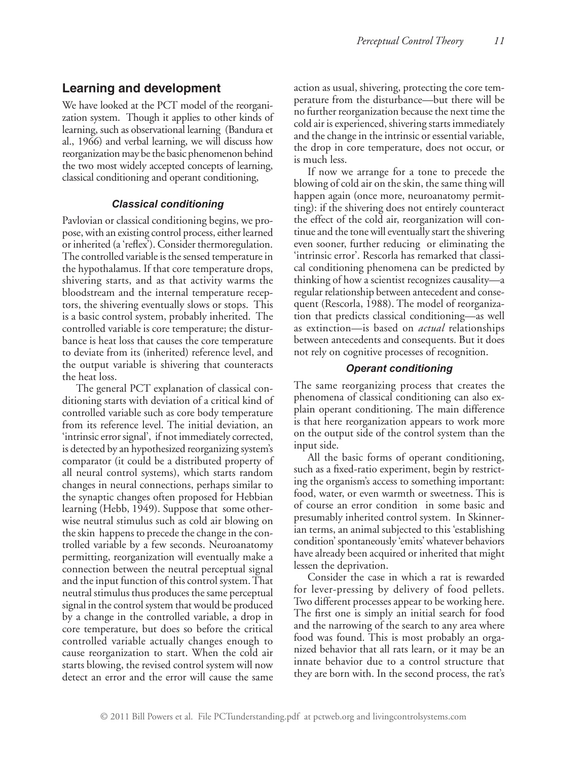## Learning and development

We have looked at the PCT model of the reorganization system. Though it applies to other kinds of learning, such as observational learning (Bandura et al., 1966) and verbal learning, we will discuss how reorganization may be the basic phenomenon behind the two most widely accepted concepts of learning, classical conditioning and operant conditioning,

### *Classical conditioning*

Pavlovian or classical conditioning begins, we propose, with an existing control process, either learned or inherited (a 'reflex'). Consider thermoregulation. The controlled variable is the sensed temperature in the hypothalamus. If that core temperature drops, shivering starts, and as that activity warms the bloodstream and the internal temperature receptors, the shivering eventually slows or stops. This is a basic control system, probably inherited. The controlled variable is core temperature; the disturbance is heat loss that causes the core temperature to deviate from its (inherited) reference level, and the output variable is shivering that counteracts the heat loss.

The general PCT explanation of classical conditioning starts with deviation of a critical kind of controlled variable such as core body temperature from its reference level. The initial deviation, an 'intrinsic error signal', if not immediately corrected, is detected by an hypothesized reorganizing system's comparator (it could be a distributed property of all neural control systems), which starts random changes in neural connections, perhaps similar to the synaptic changes often proposed for Hebbian learning (Hebb, 1949). Suppose that some otherwise neutral stimulus such as cold air blowing on the skin happens to precede the change in the controlled variable by a few seconds. Neuroanatomy permitting, reorganization will eventually make a connection between the neutral perceptual signal and the input function of this control system. That neutral stimulus thus produces the same perceptual signal in the control system that would be produced by a change in the controlled variable, a drop in core temperature, but does so before the critical controlled variable actually changes enough to cause reorganization to start. When the cold air starts blowing, the revised control system will now detect an error and the error will cause the same action as usual, shivering, protecting the core temperature from the disturbance—but there will be no further reorganization because the next time the cold air is experienced, shivering starts immediately and the change in the intrinsic or essential variable, the drop in core temperature, does not occur, or is much less.

If now we arrange for a tone to precede the blowing of cold air on the skin, the same thing will happen again (once more, neuroanatomy permitting): if the shivering does not entirely counteract the effect of the cold air, reorganization will continue and the tone will eventually start the shivering even sooner, further reducing or eliminating the 'intrinsic error'. Rescorla has remarked that classical conditioning phenomena can be predicted by thinking of how a scientist recognizes causality—a regular relationship between antecedent and consequent (Rescorla, 1988). The model of reorganization that predicts classical conditioning—as well as extinction—is based on *actual* relationships between antecedents and consequents. But it does not rely on cognitive processes of recognition.

### *Operant conditioning*

The same reorganizing process that creates the phenomena of classical conditioning can also explain operant conditioning. The main difference is that here reorganization appears to work more on the output side of the control system than the input side.

All the basic forms of operant conditioning, such as a fixed-ratio experiment, begin by restricting the organism's access to something important: food, water, or even warmth or sweetness. This is of course an error condition in some basic and presumably inherited control system. In Skinnerian terms, an animal subjected to this 'establishing condition' spontaneously 'emits' whatever behaviors have already been acquired or inherited that might lessen the deprivation.

Consider the case in which a rat is rewarded for lever-pressing by delivery of food pellets. Two different processes appear to be working here. The first one is simply an initial search for food and the narrowing of the search to any area where food was found. This is most probably an organized behavior that all rats learn, or it may be an innate behavior due to a control structure that they are born with. In the second process, the rat's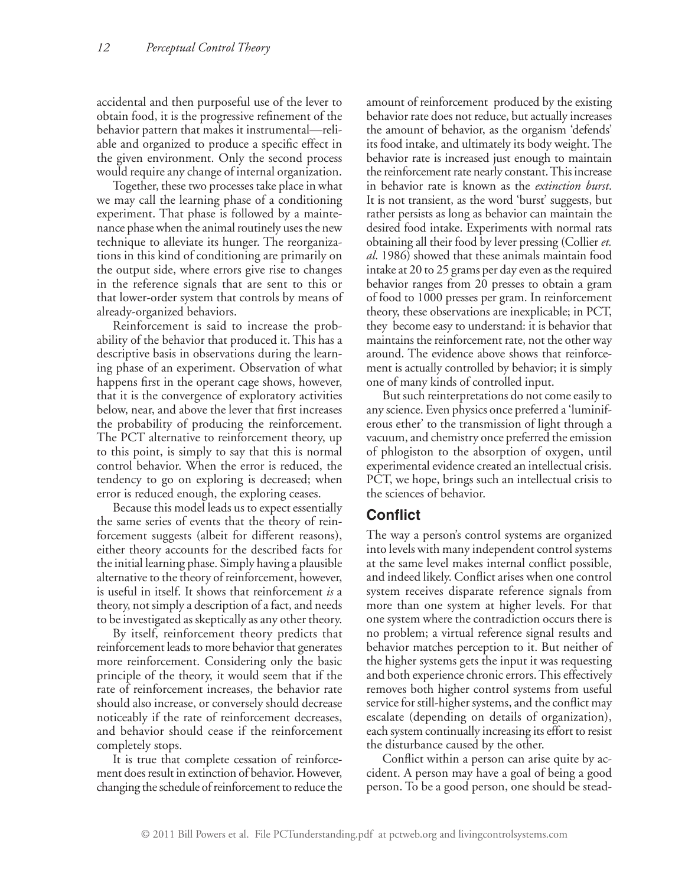accidental and then purposeful use of the lever to obtain food, it is the progressive refinement of the behavior pattern that makes it instrumental—reliable and organized to produce a specific effect in the given environment. Only the second process would require any change of internal organization.

Together, these two processes take place in what we may call the learning phase of a conditioning experiment. That phase is followed by a maintenance phase when the animal routinely uses the new technique to alleviate its hunger. The reorganizations in this kind of conditioning are primarily on the output side, where errors give rise to changes in the reference signals that are sent to this or that lower-order system that controls by means of already-organized behaviors.

Reinforcement is said to increase the probability of the behavior that produced it. This has a descriptive basis in observations during the learning phase of an experiment. Observation of what happens first in the operant cage shows, however, that it is the convergence of exploratory activities below, near, and above the lever that first increases the probability of producing the reinforcement. The PCT alternative to reinforcement theory, up to this point, is simply to say that this is normal control behavior. When the error is reduced, the tendency to go on exploring is decreased; when error is reduced enough, the exploring ceases.

Because this model leads us to expect essentially the same series of events that the theory of reinforcement suggests (albeit for different reasons), either theory accounts for the described facts for the initial learning phase. Simply having a plausible alternative to the theory of reinforcement, however, is useful in itself. It shows that reinforcement *is* a theory, not simply a description of a fact, and needs to be investigated as skeptically as any other theory.

By itself, reinforcement theory predicts that reinforcement leads to more behavior that generates more reinforcement. Considering only the basic principle of the theory, it would seem that if the rate of reinforcement increases, the behavior rate should also increase, or conversely should decrease noticeably if the rate of reinforcement decreases, and behavior should cease if the reinforcement completely stops.

It is true that complete cessation of reinforcement does result in extinction of behavior. However, changing the schedule of reinforcement to reduce the amount of reinforcement produced by the existing behavior rate does not reduce, but actually increases the amount of behavior, as the organism 'defends' its food intake, and ultimately its body weight. The behavior rate is increased just enough to maintain the reinforcement rate nearly constant. This increase in behavior rate is known as the *extinction burst*. It is not transient, as the word 'burst' suggests, but rather persists as long as behavior can maintain the desired food intake. Experiments with normal rats obtaining all their food by lever pressing (Collier *et. al*. 1986) showed that these animals maintain food intake at 20 to 25 grams per day even as the required behavior ranges from 20 presses to obtain a gram of food to 1000 presses per gram. In reinforcement theory, these observations are inexplicable; in PCT, they become easy to understand: it is behavior that maintains the reinforcement rate, not the other way around. The evidence above shows that reinforcement is actually controlled by behavior; it is simply one of many kinds of controlled input.

But such reinterpretations do not come easily to any science. Even physics once preferred a 'luminiferous ether' to the transmission of light through a vacuum, and chemistry once preferred the emission of phlogiston to the absorption of oxygen, until experimental evidence created an intellectual crisis. PCT, we hope, brings such an intellectual crisis to the sciences of behavior.

## Conflict

The way a person's control systems are organized into levels with many independent control systems at the same level makes internal conflict possible, and indeed likely. Conflict arises when one control system receives disparate reference signals from more than one system at higher levels. For that one system where the contradiction occurs there is no problem; a virtual reference signal results and behavior matches perception to it. But neither of the higher systems gets the input it was requesting and both experience chronic errors. This effectively removes both higher control systems from useful service for still-higher systems, and the conflict may escalate (depending on details of organization), each system continually increasing its effort to resist the disturbance caused by the other.

Conflict within a person can arise quite by accident. A person may have a goal of being a good person. To be a good person, one should be stead-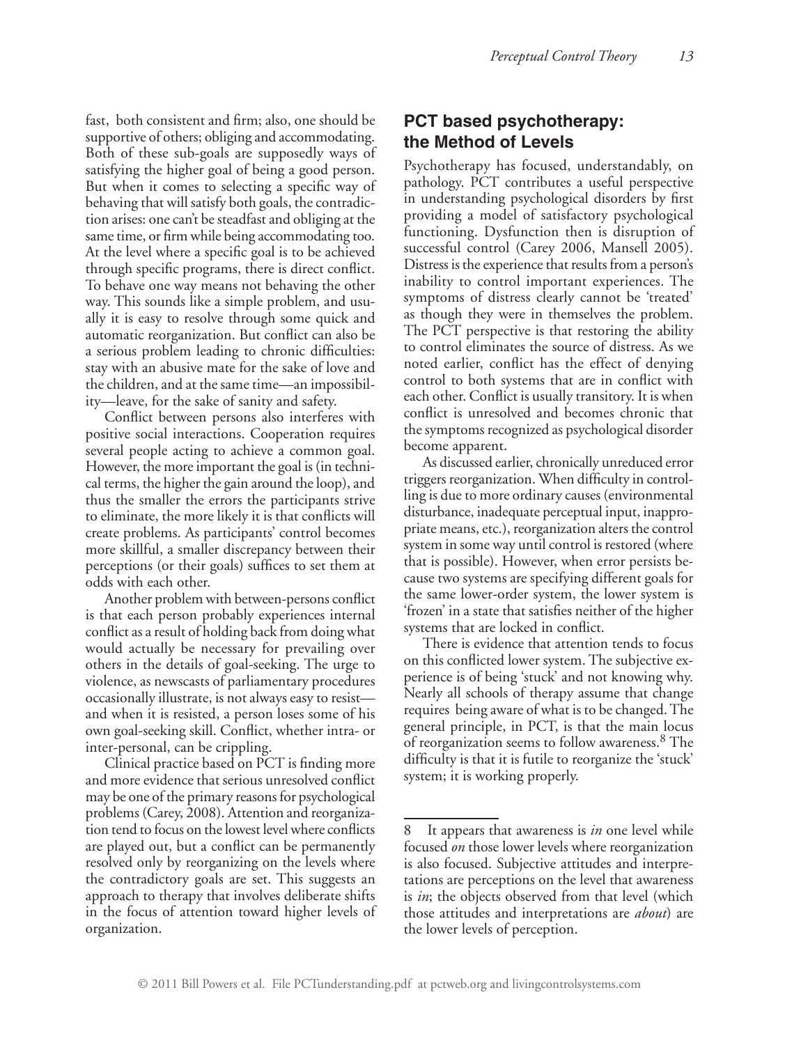fast, both consistent and firm; also, one should be supportive of others; obliging and accommodating. Both of these sub-goals are supposedly ways of satisfying the higher goal of being a good person. But when it comes to selecting a specific way of behaving that will satisfy both goals, the contradiction arises: one can't be steadfast and obliging at the same time, or firm while being accommodating too. At the level where a specific goal is to be achieved through specific programs, there is direct conflict. To behave one way means not behaving the other way. This sounds like a simple problem, and usually it is easy to resolve through some quick and automatic reorganization. But conflict can also be a serious problem leading to chronic difficulties: stay with an abusive mate for the sake of love and the children, and at the same time—an impossibility—leave, for the sake of sanity and safety.

Conflict between persons also interferes with positive social interactions. Cooperation requires several people acting to achieve a common goal. However, the more important the goal is (in technical terms, the higher the gain around the loop), and thus the smaller the errors the participants strive to eliminate, the more likely it is that conflicts will create problems. As participants' control becomes more skillful, a smaller discrepancy between their perceptions (or their goals) suffices to set them at odds with each other.

Another problem with between-persons conflict is that each person probably experiences internal conflict as a result of holding back from doing what would actually be necessary for prevailing over others in the details of goal-seeking. The urge to violence, as newscasts of parliamentary procedures occasionally illustrate, is not always easy to resist—and when it is resisted, a person loses some of his own goal-seeking skill. Conflict, whether intra- or inter-personal, can be crippling.

Clinical practice based on PCT is finding more and more evidence that serious unresolved conflict may be one of the primary reasons for psychological problems (Carey, 2008). Attention and reorganization tend to focus on the lowest level where conflicts are played out, but a conflict can be permanently resolved only by reorganizing on the levels where the contradictory goals are set. This suggests an approach to therapy that involves deliberate shifts in the focus of attention toward higher levels of organization.

## PCT based psychotherapy: the Method of Levels

Psychotherapy has focused, understandably, on pathology. PCT contributes a useful perspective in understanding psychological disorders by first providing a model of satisfactory psychological functioning. Dysfunction then is disruption of successful control (Carey 2006, Mansell 2005). Distress is the experience that results from a person's inability to control important experiences. The symptoms of distress clearly cannot be 'treated' as though they were in themselves the problem. The PCT perspective is that restoring the ability to control eliminates the source of distress. As we noted earlier, conflict has the effect of denying control to both systems that are in conflict with each other. Conflict is usually transitory. It is when conflict is unresolved and becomes chronic that the symptoms recognized as psychological disorder become apparent.

As discussed earlier, chronically unreduced error triggers reorganization. When difficulty in controlling is due to more ordinary causes (environmental disturbance, inadequate perceptual input, inappropriate means, etc.), reorganization alters the control system in some way until control is restored (where that is possible). However, when error persists because two systems are specifying different goals for the same lower-order system, the lower system is 'frozen' in a state that satisfies neither of the higher systems that are locked in conflict.

There is evidence that attention tends to focus on this conflicted lower system. The subjective experience is of being 'stuck' and not knowing why. Nearly all schools of therapy assume that change requires being aware of what is to be changed. The general principle, in PCT, is that the main locus of reorganization seems to follow awareness.[8] The difficulty is that it is futile to reorganize the 'stuck' system; it is working properly.

---

8 It appears that awareness is *in* one level while focused *on* those lower levels where reorganization is also focused. Subjective attitudes and interpretations are perceptions on the level that awareness is *in*; the objects observed from that level (which those attitudes and interpretations are *about*) are the lower levels of perception.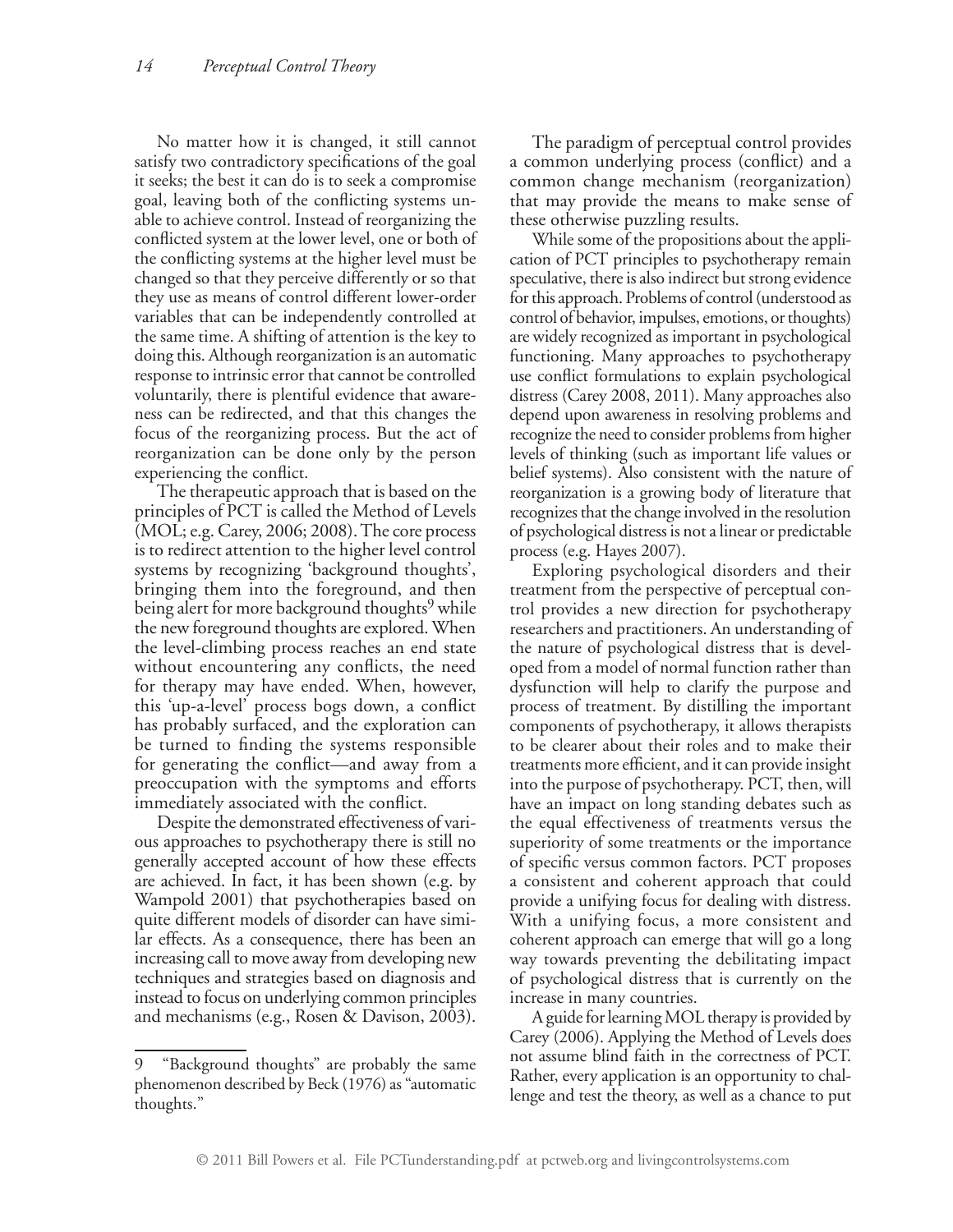No matter how it is changed, it still cannot satisfy two contradictory specifications of the goal it seeks; the best it can do is to seek a compromise goal, leaving both of the conflicting systems unable to achieve control. Instead of reorganizing the conflicted system at the lower level, one or both of the conflicting systems at the higher level must be changed so that they perceive differently or so that they use as means of control different lower-order variables that can be independently controlled at the same time. A shifting of attention is the key to doing this. Although reorganization is an automatic response to intrinsic error that cannot be controlled voluntarily, there is plentiful evidence that awareness can be redirected, and that this changes the focus of the reorganizing process. But the act of reorganization can be done only by the person experiencing the conflict.

The therapeutic approach that is based on the principles of PCT is called the Method of Levels (MOL; e.g. Carey, 2006; 2008). The core process is to redirect attention to the higher level control systems by recognizing 'background thoughts', bringing them into the foreground, and then being alert for more background thoughts[9] while the new foreground thoughts are explored. When the level-climbing process reaches an end state without encountering any conflicts, the need for therapy may have ended. When, however, this 'up-a-level' process bogs down, a conflict has probably surfaced, and the exploration can be turned to finding the systems responsible for generating the conflict—and away from a preoccupation with the symptoms and efforts immediately associated with the conflict.

Despite the demonstrated effectiveness of various approaches to psychotherapy there is still no generally accepted account of how these effects are achieved. In fact, it has been shown (e.g. by Wampold 2001) that psychotherapies based on quite different models of disorder can have similar effects. As a consequence, there has been an increasing call to move away from developing new techniques and strategies based on diagnosis and instead to focus on underlying common principles and mechanisms (e.g., Rosen & Davison, 2003).

The paradigm of perceptual control provides a common underlying process (conflict) and a common change mechanism (reorganization) that may provide the means to make sense of these otherwise puzzling results.

While some of the propositions about the application of PCT principles to psychotherapy remain speculative, there is also indirect but strong evidence for this approach. Problems of control (understood as control of behavior, impulses, emotions, or thoughts) are widely recognized as important in psychological functioning. Many approaches to psychotherapy use conflict formulations to explain psychological distress (Carey 2008, 2011). Many approaches also depend upon awareness in resolving problems and recognize the need to consider problems from higher levels of thinking (such as important life values or belief systems). Also consistent with the nature of reorganization is a growing body of literature that recognizes that the change involved in the resolution of psychological distress is not a linear or predictable process (e.g. Hayes 2007).

Exploring psychological disorders and their treatment from the perspective of perceptual control provides a new direction for psychotherapy researchers and practitioners. An understanding of the nature of psychological distress that is developed from a model of normal function rather than dysfunction will help to clarify the purpose and process of treatment. By distilling the important components of psychotherapy, it allows therapists to be clearer about their roles and to make their treatments more efficient, and it can provide insight into the purpose of psychotherapy. PCT, then, will have an impact on long standing debates such as the equal effectiveness of treatments versus the superiority of some treatments or the importance of specific versus common factors. PCT proposes a consistent and coherent approach that could provide a unifying focus for dealing with distress. With a unifying focus, a more consistent and coherent approach can emerge that will go a long way towards preventing the debilitating impact of psychological distress that is currently on the increase in many countries.

A guide for learning MOL therapy is provided by Carey (2006). Applying the Method of Levels does not assume blind faith in the correctness of PCT. Rather, every application is an opportunity to challenge and test the theory, as well as a chance to put

---

9 "Background thoughts" are probably the same phenomenon described by Beck (1976) as "automatic thoughts."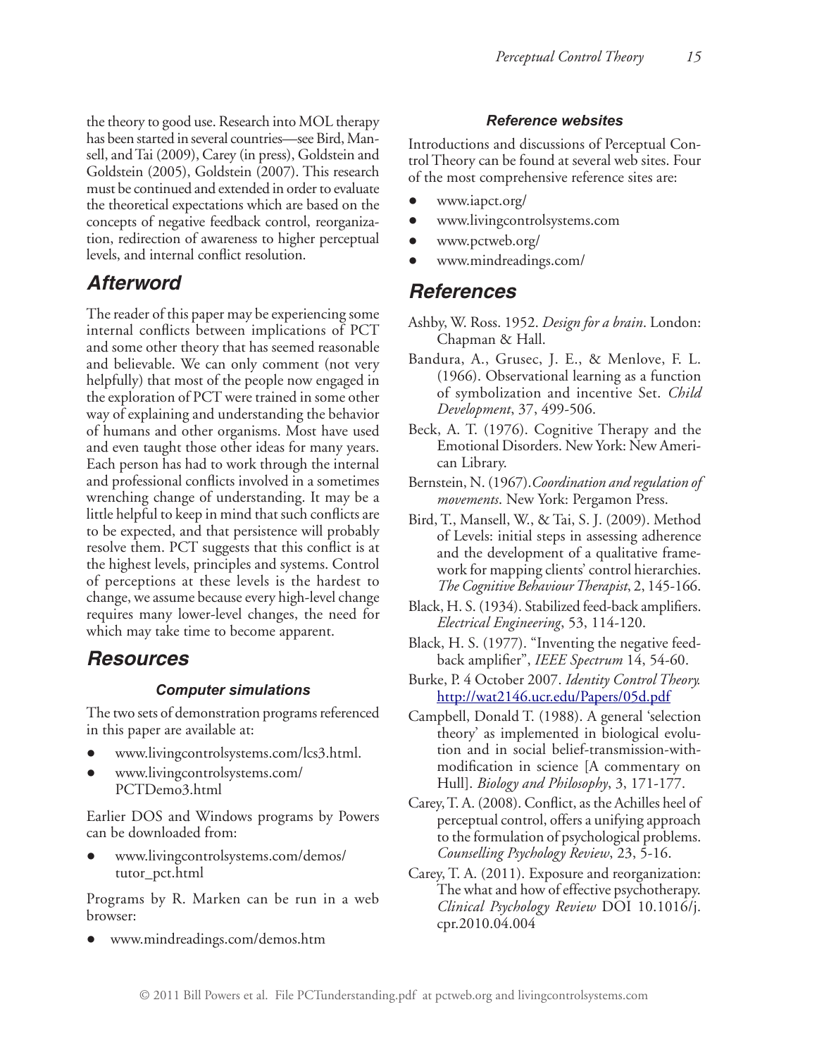the theory to good use. Research into MOL therapy has been started in several countries—see Bird, Mansell, and Tai (2009), Carey (in press), Goldstein and Goldstein (2005), Goldstein (2007). This research must be continued and extended in order to evaluate the theoretical expectations which are based on the concepts of negative feedback control, reorganization, redirection of awareness to higher perceptual levels, and internal conflict resolution.

## Afterword

The reader of this paper may be experiencing some internal conflicts between implications of PCT and some other theory that has seemed reasonable and believable. We can only comment (not very helpfully) that most of the people now engaged in the exploration of PCT were trained in some other way of explaining and understanding the behavior of humans and other organisms. Most have used and even taught those other ideas for many years. Each person has had to work through the internal and professional conflicts involved in a sometimes wrenching change of understanding. It may be a little helpful to keep in mind that such conflicts are to be expected, and that persistence will probably resolve them. PCT suggests that this conflict is at the highest levels, principles and systems. Control of perceptions at these levels is the hardest to change, we assume because every high-level change requires many lower-level changes, the need for which may take time to become apparent.

## Resources

### Computer simulations

The two sets of demonstration programs referenced in this paper are available at:

- www.livingcontrolsystems.com/lcs3.html.
- www.livingcontrolsystems.com/PCTDemo3.html

Earlier DOS and Windows programs by Powers can be downloaded from:

- www.livingcontrolsystems.com/demos/tutor_pct.html

Programs by R. Marken can be run in a web browser:

- www.mindreadings.com/demos.htm

### Reference websites

Introductions and discussions of Perceptual Control Theory can be found at several web sites. Four of the most comprehensive reference sites are:

- www.iapct.org/
- www.livingcontrolsystems.com
- www.pctweb.org/
- www.mindreadings.com/

## References

Ashby, W. Ross. 1952. *Design for a brain*. London: Chapman & Hall.

Bandura, A., Grusec, J. E., & Menlove, F. L. (1966). Observational learning as a function of symbolization and incentive Set. *Child Development*, 37, 499-506.

Beck, A. T. (1976). Cognitive Therapy and the Emotional Disorders. New York: New American Library.

Bernstein, N. (1967).*Coordination and regulation of movements*. New York: Pergamon Press.

Bird, T., Mansell, W., & Tai, S. J. (2009). Method of Levels: initial steps in assessing adherence and the development of a qualitative framework for mapping clients' control hierarchies. *The Cognitive Behaviour Therapist*, 2, 145-166.

Black, H. S. (1934). Stabilized feed-back amplifiers. *Electrical Engineering*, 53, 114-120.

Black, H. S. (1977). "Inventing the negative feedback amplifier", *IEEE Spectrum* 14, 54-60.

Burke, P. 4 October 2007. *Identity Control Theory.* http://wat2146.ucr.edu/Papers/05d.pdf

Campbell, Donald T. (1988). A general 'selection theory' as implemented in biological evolution and in social belief-transmission-with-modification in science [A commentary on Hull]. *Biology and Philosophy*, 3, 171-177.

Carey, T. A. (2008). Conflict, as the Achilles heel of perceptual control, offers a unifying approach to the formulation of psychological problems. *Counselling Psychology Review*, 23, 5-16.

Carey, T. A. (2011). Exposure and reorganization: The what and how of effective psychotherapy. *Clinical Psychology Review* DOI 10.1016/j.cpr.2010.04.004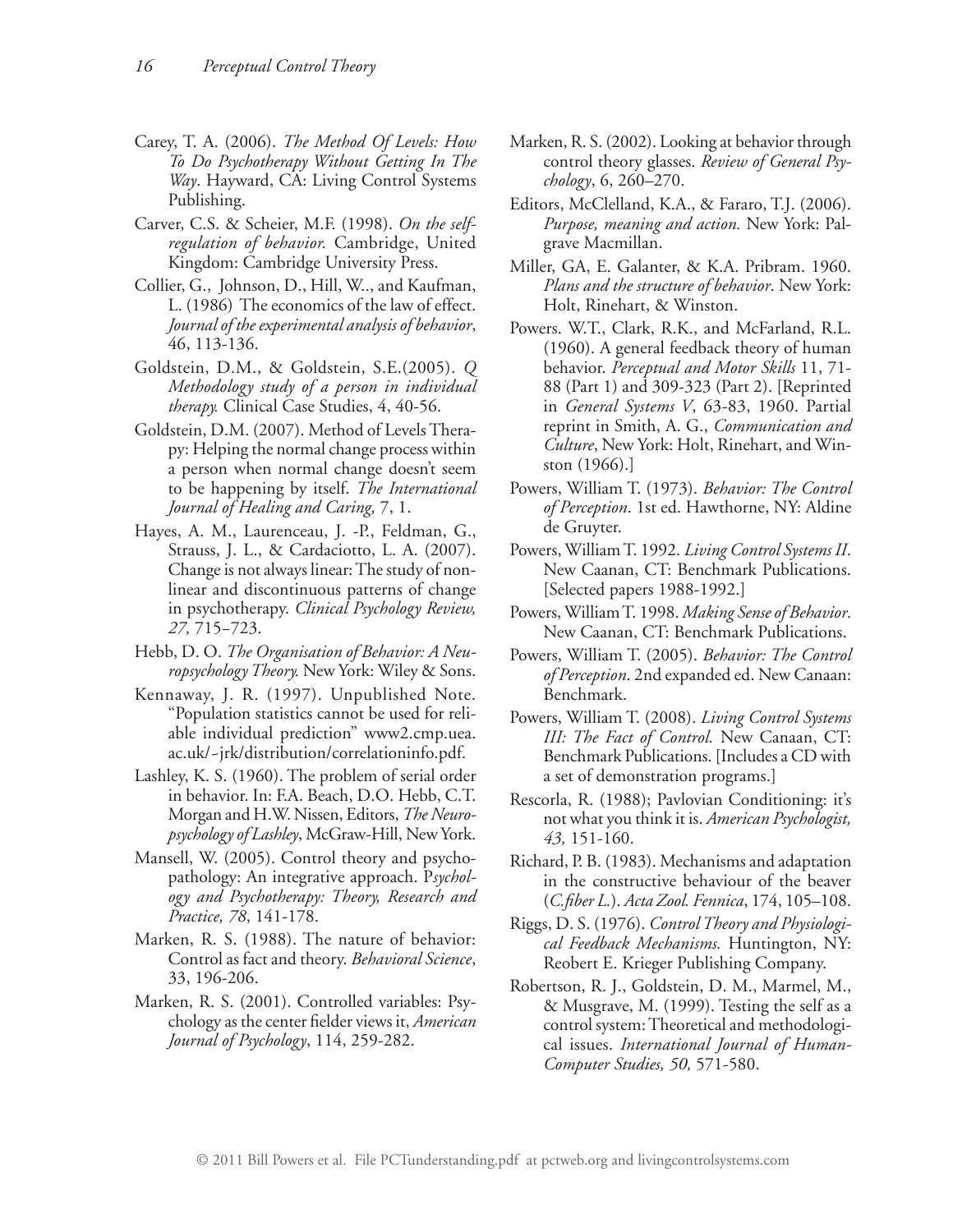Carey, T. A. (2006). *The Method Of Levels: How To Do Psychotherapy Without Getting In The Way*. Hayward, CA: Living Control Systems Publishing.

Carver, C.S. & Scheier, M.F. (1998). *On the self-regulation of behavior.* Cambridge, United Kingdom: Cambridge University Press.

Collier, G., Johnson, D., Hill, W.., and Kaufman, L. (1986) The economics of the law of effect. *Journal of the experimental analysis of behavior*, 46, 113-136.

Goldstein, D.M., & Goldstein, S.E.(2005). *Q Methodology study of a person in individual therapy.* Clinical Case Studies, 4, 40-56.

Goldstein, D.M. (2007). Method of Levels Therapy: Helping the normal change process within a person when normal change doesn't seem to be happening by itself. *The International Journal of Healing and Caring,* 7, 1.

Hayes, A. M., Laurenceau, J. -P., Feldman, G., Strauss, J. L., & Cardaciotto, L. A. (2007). Change is not always linear: The study of nonlinear and discontinuous patterns of change in psychotherapy. *Clinical Psychology Review, 27,* 715–723.

Hebb, D. O. *The Organisation of Behavior: A Neuropsychology Theory.* New York: Wiley & Sons.

Kennaway, J. R. (1997). Unpublished Note. "Population statistics cannot be used for reliable individual prediction" www2.cmp.uea.ac.uk/~jrk/distribution/correlationinfo.pdf.

Lashley, K. S. (1960). The problem of serial order in behavior. In: F.A. Beach, D.O. Hebb, C.T. Morgan and H.W. Nissen, Editors, *The Neuropsychology of Lashley*, McGraw-Hill, New York.

Mansell, W. (2005). Control theory and psychopathology: An integrative approach. P*sychology and Psychotherapy: Theory, Research and Practice, 78*, 141-178.

Marken, R. S. (1988). The nature of behavior: Control as fact and theory. *Behavioral Science*, 33, 196-206.

Marken, R. S. (2001). Controlled variables: Psychology as the center fielder views it, *American Journal of Psychology*, 114, 259-282.

Marken, R. S. (2002). Looking at behavior through control theory glasses. *Review of General Psychology*, 6, 260–270.

Editors, McClelland, K.A., & Fararo, T.J. (2006). *Purpose, meaning and action.* New York: Palgrave Macmillan.

Miller, GA, E. Galanter, & K.A. Pribram. 1960. *Plans and the structure of behavior*. New York: Holt, Rinehart, & Winston.

Powers. W.T., Clark, R.K., and McFarland, R.L. (1960). A general feedback theory of human behavior. *Perceptual and Motor Skills* 11, 71-88 (Part 1) and 309-323 (Part 2). [Reprinted in *General Systems V*, 63-83, 1960. Partial reprint in Smith, A. G., *Communication and Culture*, New York: Holt, Rinehart, and Winston (1966).]

Powers, William T. (1973). *Behavior: The Control of Perception*. 1st ed. Hawthorne, NY: Aldine de Gruyter.

Powers, William T. 1992. *Living Control Systems II*. New Caanan, CT: Benchmark Publications. [Selected papers 1988-1992.]

Powers, William T. 1998. *Making Sense of Behavior*. New Caanan, CT: Benchmark Publications.

Powers, William T. (2005). *Behavior: The Control of Perception*. 2nd expanded ed. New Canaan: Benchmark.

Powers, William T. (2008). *Living Control Systems III: The Fact of Control.* New Canaan, CT: Benchmark Publications. [Includes a CD with a set of demonstration programs.]

Rescorla, R. (1988); Pavlovian Conditioning: it's not what you think it is. *American Psychologist, 43,* 151-160.

Richard, P. B. (1983). Mechanisms and adaptation in the constructive behaviour of the beaver (*C.fiber L.*). *Acta Zool. Fennica*, 174, 105–108.

Riggs, D. S. (1976). *Control Theory and Physiological Feedback Mechanisms.* Huntington, NY: Reobert E. Krieger Publishing Company.

Robertson, R. J., Goldstein, D. M., Marmel, M., & Musgrave, M. (1999). Testing the self as a control system: Theoretical and methodological issues. *International Journal of Human-Computer Studies, 50,* 571-580.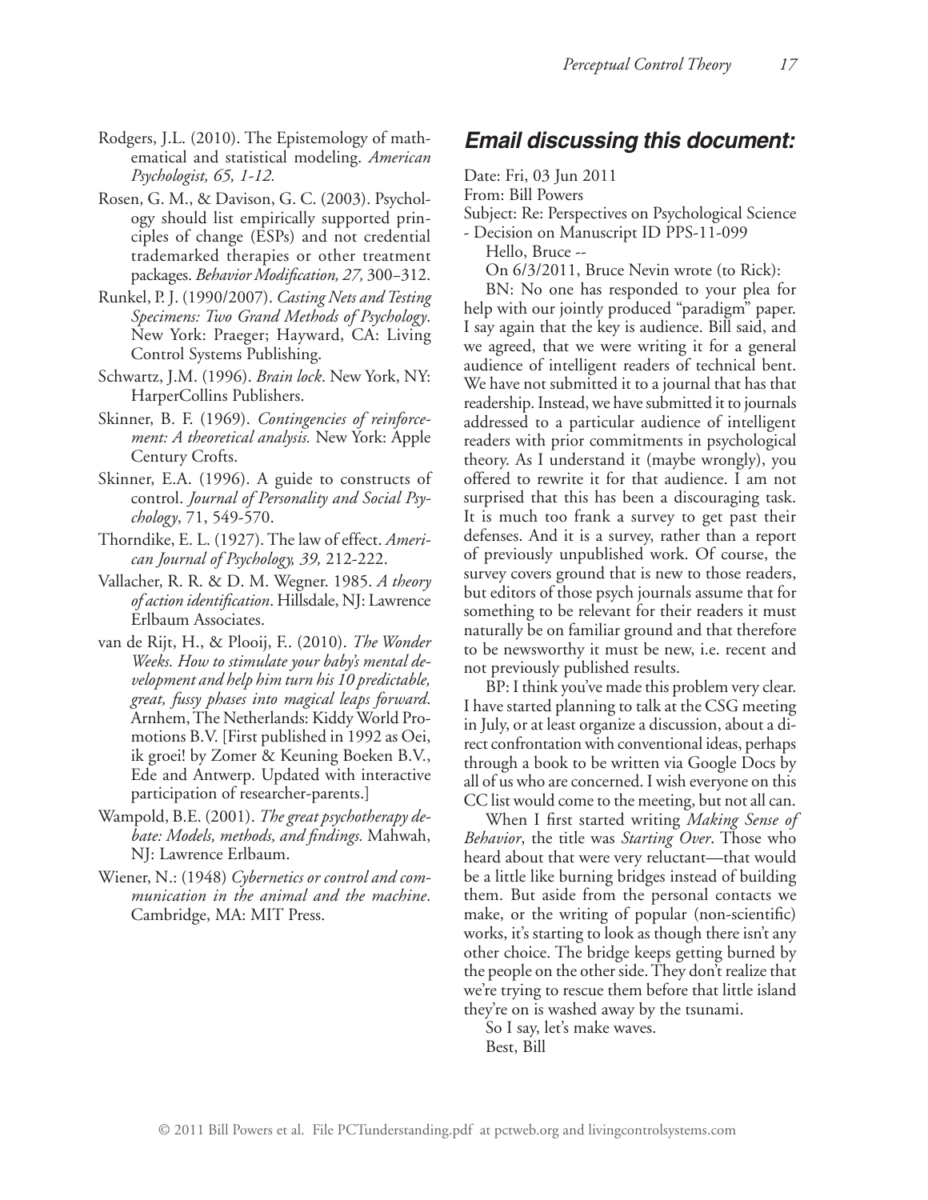Rodgers, J.L. (2010). The Epistemology of mathematical and statistical modeling. *American Psychologist, 65, 1-12.*

Rosen, G. M., & Davison, G. C. (2003). Psychology should list empirically supported principles of change (ESPs) and not credential trademarked therapies or other treatment packages. *Behavior Modification, 27,* 300–312.

Runkel, P. J. (1990/2007). *Casting Nets and Testing Specimens: Two Grand Methods of Psychology*. New York: Praeger; Hayward, CA: Living Control Systems Publishing.

Schwartz, J.M. (1996). *Brain lock*. New York, NY: HarperCollins Publishers.

Skinner, B. F. (1969). *Contingencies of reinforcement: A theoretical analysis.* New York: Apple Century Crofts.

Skinner, E.A. (1996). A guide to constructs of control. *Journal of Personality and Social Psychology*, 71, 549-570.

Thorndike, E. L. (1927). The law of effect. *American Journal of Psychology, 39,* 212-222.

Vallacher, R. R. & D. M. Wegner. 1985. *A theory of action identification*. Hillsdale, NJ: Lawrence Erlbaum Associates.

van de Rijt, H., & Plooij, F.. (2010). *The Wonder Weeks. How to stimulate your baby's mental development and help him turn his 10 predictable, great, fussy phases into magical leaps forward.* Arnhem, The Netherlands: Kiddy World Promotions B.V. [First published in 1992 as Oei, ik groei! by Zomer & Keuning Boeken B.V., Ede and Antwerp. Updated with interactive participation of researcher-parents.]

Wampold, B.E. (2001). *The great psychotherapy debate: Models, methods, and findings.* Mahwah, NJ: Lawrence Erlbaum.

Wiener, N.: (1948) *Cybernetics or control and communication in the animal and the machine*. Cambridge, MA: MIT Press.

## Email discussing this document:

Date: Fri, 03 Jun 2011
From: Bill Powers
Subject: Re: Perspectives on Psychological Science - Decision on Manuscript ID PPS-11-099

Hello, Bruce --

On 6/3/2011, Bruce Nevin wrote (to Rick):

BN: No one has responded to your plea for help with our jointly produced "paradigm" paper. I say again that the key is audience. Bill said, and we agreed, that we were writing it for a general audience of intelligent readers of technical bent. We have not submitted it to a journal that has that readership. Instead, we have submitted it to journals addressed to a particular audience of intelligent readers with prior commitments in psychological theory. As I understand it (maybe wrongly), you offered to rewrite it for that audience. I am not surprised that this has been a discouraging task. It is much too frank a survey to get past their defenses. And it is a survey, rather than a report of previously unpublished work. Of course, the survey covers ground that is new to those readers, but editors of those psych journals assume that for something to be relevant for their readers it must naturally be on familiar ground and that therefore to be newsworthy it must be new, i.e. recent and not previously published results.

BP: I think you've made this problem very clear. I have started planning to talk at the CSG meeting in July, or at least organize a discussion, about a direct confrontation with conventional ideas, perhaps through a book to be written via Google Docs by all of us who are concerned. I wish everyone on this CC list would come to the meeting, but not all can.

When I first started writing *Making Sense of Behavior*, the title was *Starting Over*. Those who heard about that were very reluctant—that would be a little like burning bridges instead of building them. But aside from the personal contacts we make, or the writing of popular (non-scientific) works, it's starting to look as though there isn't any other choice. The bridge keeps getting burned by the people on the other side. They don't realize that we're trying to rescue them before that little island they're on is washed away by the tsunami.

So I say, let's make waves.

Best, Bill

© 2011 Bill Powers et al. File PCTunderstanding.pdf at pctweb.org and livingcontrolsystems.com